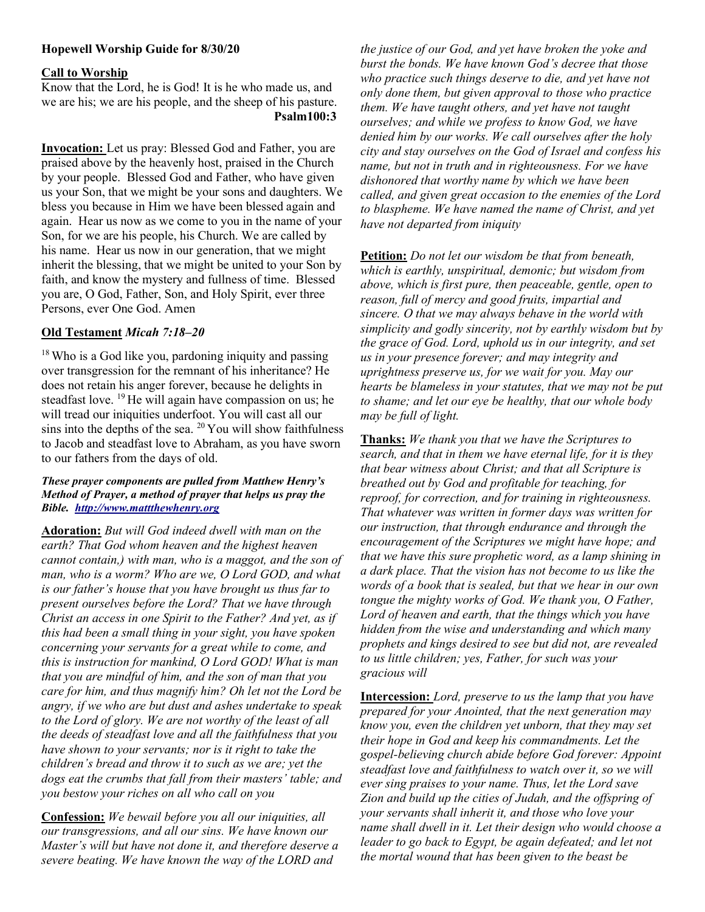**Hopewell Worship Guide for 8/30/20**

**Call to Worship**

Know that the Lord, he is God! It is he who made us, and we are his; we are his people, and the sheep of his pasture.
**Psalm100:3**

**Invocation:** Let us pray: Blessed God and Father, you are praised above by the heavenly host, praised in the Church by your people. Blessed God and Father, who have given us your Son, that we might be your sons and daughters. We bless you because in Him we have been blessed again and again. Hear us now as we come to you in the name of your Son, for we are his people, his Church. We are called by his name. Hear us now in our generation, that we might inherit the blessing, that we might be united to your Son by faith, and know the mystery and fullness of time. Blessed you are, O God, Father, Son, and Holy Spirit, ever three Persons, ever One God. Amen

**Old Testament** ***Micah 7:18–20***

[18] Who is a God like you, pardoning iniquity and passing over transgression for the remnant of his inheritance? He does not retain his anger forever, because he delights in steadfast love. [19] He will again have compassion on us; he will tread our iniquities underfoot. You will cast all our sins into the depths of the sea. [20] You will show faithfulness to Jacob and steadfast love to Abraham, as you have sworn to our fathers from the days of old.

***These prayer components are pulled from Matthew Henry's Method of Prayer, a method of prayer that helps us pray the Bible. [http://www.mattthewhenry.org](http://www.mattthewhenry.org)***

**Adoration:** *But will God indeed dwell with man on the earth? That God whom heaven and the highest heaven cannot contain,) with man, who is a maggot, and the son of man, who is a worm? Who are we, O Lord GOD, and what is our father's house that you have brought us thus far to present ourselves before the Lord? That we have through Christ an access in one Spirit to the Father? And yet, as if this had been a small thing in your sight, you have spoken concerning your servants for a great while to come, and this is instruction for mankind, O Lord GOD! What is man that you are mindful of him, and the son of man that you care for him, and thus magnify him? Oh let not the Lord be angry, if we who are but dust and ashes undertake to speak to the Lord of glory. We are not worthy of the least of all the deeds of steadfast love and all the faithfulness that you have shown to your servants; nor is it right to take the children's bread and throw it to such as we are; yet the dogs eat the crumbs that fall from their masters' table; and you bestow your riches on all who call on you*

**Confession:** *We bewail before you all our iniquities, all our transgressions, and all our sins. We have known our Master's will but have not done it, and therefore deserve a severe beating. We have known the way of the LORD and the justice of our God, and yet have broken the yoke and burst the bonds. We have known God's decree that those who practice such things deserve to die, and yet have not only done them, but given approval to those who practice them. We have taught others, and yet have not taught ourselves; and while we profess to know God, we have denied him by our works. We call ourselves after the holy city and stay ourselves on the God of Israel and confess his name, but not in truth and in righteousness. For we have dishonored that worthy name by which we have been called, and given great occasion to the enemies of the Lord to blaspheme. We have named the name of Christ, and yet have not departed from iniquity*

**Petition:** *Do not let our wisdom be that from beneath, which is earthly, unspiritual, demonic; but wisdom from above, which is first pure, then peaceable, gentle, open to reason, full of mercy and good fruits, impartial and sincere. O that we may always behave in the world with simplicity and godly sincerity, not by earthly wisdom but by the grace of God. Lord, uphold us in our integrity, and set us in your presence forever; and may integrity and uprightness preserve us, for we wait for you. May our hearts be blameless in your statutes, that we may not be put to shame; and let our eye be healthy, that our whole body may be full of light.*

**Thanks:** *We thank you that we have the Scriptures to search, and that in them we have eternal life, for it is they that bear witness about Christ; and that all Scripture is breathed out by God and profitable for teaching, for reproof, for correction, and for training in righteousness. That whatever was written in former days was written for our instruction, that through endurance and through the encouragement of the Scriptures we might have hope; and that we have this sure prophetic word, as a lamp shining in a dark place. That the vision has not become to us like the words of a book that is sealed, but that we hear in our own tongue the mighty works of God. We thank you, O Father, Lord of heaven and earth, that the things which you have hidden from the wise and understanding and which many prophets and kings desired to see but did not, are revealed to us little children; yes, Father, for such was your gracious will*

**Intercession:** *Lord, preserve to us the lamp that you have prepared for your Anointed, that the next generation may know you, even the children yet unborn, that they may set their hope in God and keep his commandments. Let the gospel-believing church abide before God forever: Appoint steadfast love and faithfulness to watch over it, so we will ever sing praises to your name. Thus, let the Lord save Zion and build up the cities of Judah, and the offspring of your servants shall inherit it, and those who love your name shall dwell in it. Let their design who would choose a leader to go back to Egypt, be again defeated; and let not the mortal wound that has been given to the beast be*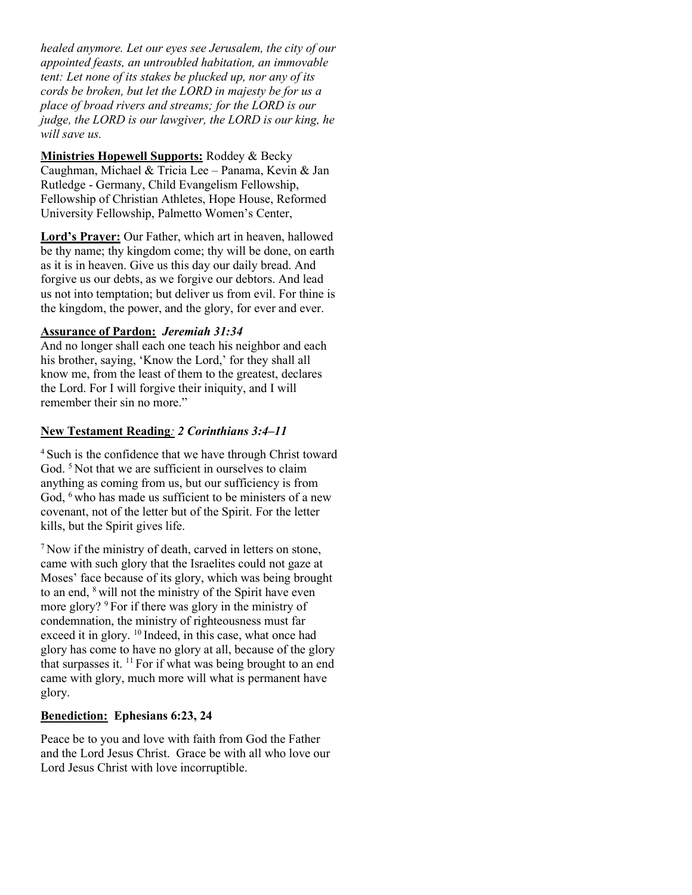*healed anymore. Let our eyes see Jerusalem, the city of our appointed feasts, an untroubled habitation, an immovable tent: Let none of its stakes be plucked up, nor any of its cords be broken, but let the LORD in majesty be for us a place of broad rivers and streams; for the LORD is our judge, the LORD is our lawgiver, the LORD is our king, he will save us.*

**Ministries Hopewell Supports:** Roddey & Becky Caughman, Michael & Tricia Lee – Panama, Kevin & Jan Rutledge - Germany, Child Evangelism Fellowship, Fellowship of Christian Athletes, Hope House, Reformed University Fellowship, Palmetto Women's Center,

**Lord's Prayer:** Our Father, which art in heaven, hallowed be thy name; thy kingdom come; thy will be done, on earth as it is in heaven. Give us this day our daily bread. And forgive us our debts, as we forgive our debtors. And lead us not into temptation; but deliver us from evil. For thine is the kingdom, the power, and the glory, for ever and ever.

**Assurance of Pardon:** ***Jeremiah 31:34***

And no longer shall each one teach his neighbor and each his brother, saying, 'Know the Lord,' for they shall all know me, from the least of them to the greatest, declares the Lord. For I will forgive their iniquity, and I will remember their sin no more."

**New Testament Reading**: ***2 Corinthians 3:4–11***

[4] Such is the confidence that we have through Christ toward God. [5] Not that we are sufficient in ourselves to claim anything as coming from us, but our sufficiency is from God, [6] who has made us sufficient to be ministers of a new covenant, not of the letter but of the Spirit. For the letter kills, but the Spirit gives life.

[7] Now if the ministry of death, carved in letters on stone, came with such glory that the Israelites could not gaze at Moses' face because of its glory, which was being brought to an end, [8] will not the ministry of the Spirit have even more glory? [9] For if there was glory in the ministry of condemnation, the ministry of righteousness must far exceed it in glory. [10] Indeed, in this case, what once had glory has come to have no glory at all, because of the glory that surpasses it. [11] For if what was being brought to an end came with glory, much more will what is permanent have glory.

**Benediction: Ephesians 6:23, 24**

Peace be to you and love with faith from God the Father and the Lord Jesus Christ. Grace be with all who love our Lord Jesus Christ with love incorruptible.